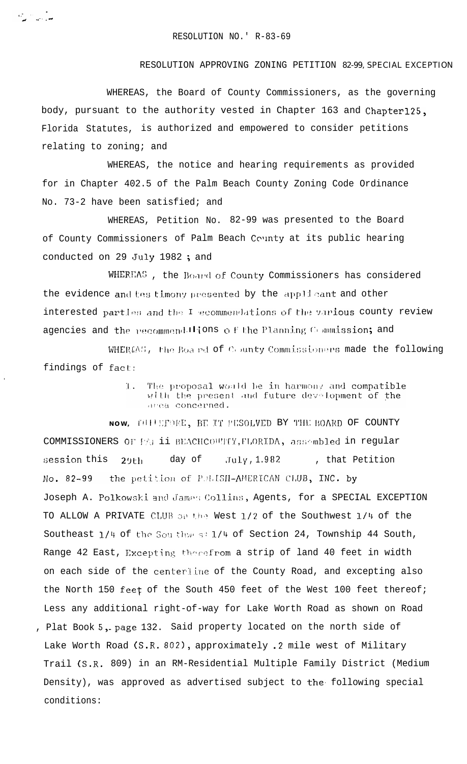RESOLUTION NO.' R-83-69

RESOLUTION APPROVING ZONING PETITION 82-99, SPECIAL EXCEPTION

WHEREAS, the Board of County Commissioners, as the governing body, pursuant to the authority vested in Chapter 163 and Chapter125, Florida Statutes, is authorized and empowered to consider petitions relating to zoning; and

WHEREAS, the notice and hearing requirements as provided for in Chapter 402.5 of the Palm Beach County Zoning Code Ordinance No. 73-2 have been satisfied; and

WHEREAS, Petition No. 82-99 was presented to the Board of County Commissioners of Palm Beach County at its public hearing conducted on 29 July 1982 ; and

WHEREAS , the Board of County Commissioners has considered the evidence and testimony presented by the applicant and other interested parties and the recommendations of the various county review agencies and the recommendations of the Planning Commission; and

WHEREAS, the Board of County Commissioners made the following findings of fact:

1. The proposal would be in harmony and compatible with the present and future development of the area concerned.

NOW, THEREFORE, BE IT RESOLVED BY THE BOARD OF COUNTY COMMISSIONERS OF PALM BEACH COUNTY, FLORIDA, assembled in regular session this 29th day of July, 1982 , that Petition No. 82-99 the petition of POLISH-AMERICAN CLUB, INC. by Joseph A. Polkowski and James Collins, Agents, for a SPECIAL EXCEPTION TO ALLOW A PRIVATE CLUB on the West 1/2 of the Southwest 1/4 of the Southeast 1/4 of the Southwest 1/4 of Section 24, Township 44 South, Range 42 East, Excepting therefrom a strip of land 40 feet in width on each side of the centerline of the County Road, and excepting also the North 150 feet of the South 450 feet of the West 100 feet thereof; Less any additional right-of-way for Lake Worth Road as shown on Road Plat Book 5, page 132. Said property located on the north side of Lake Worth Road (S.R. 802), approximately .2 mile west of Military Trail (S.R. 809) in an RM-Residential Multiple Family District (Medium Density), was approved as advertised subject to the following special conditions: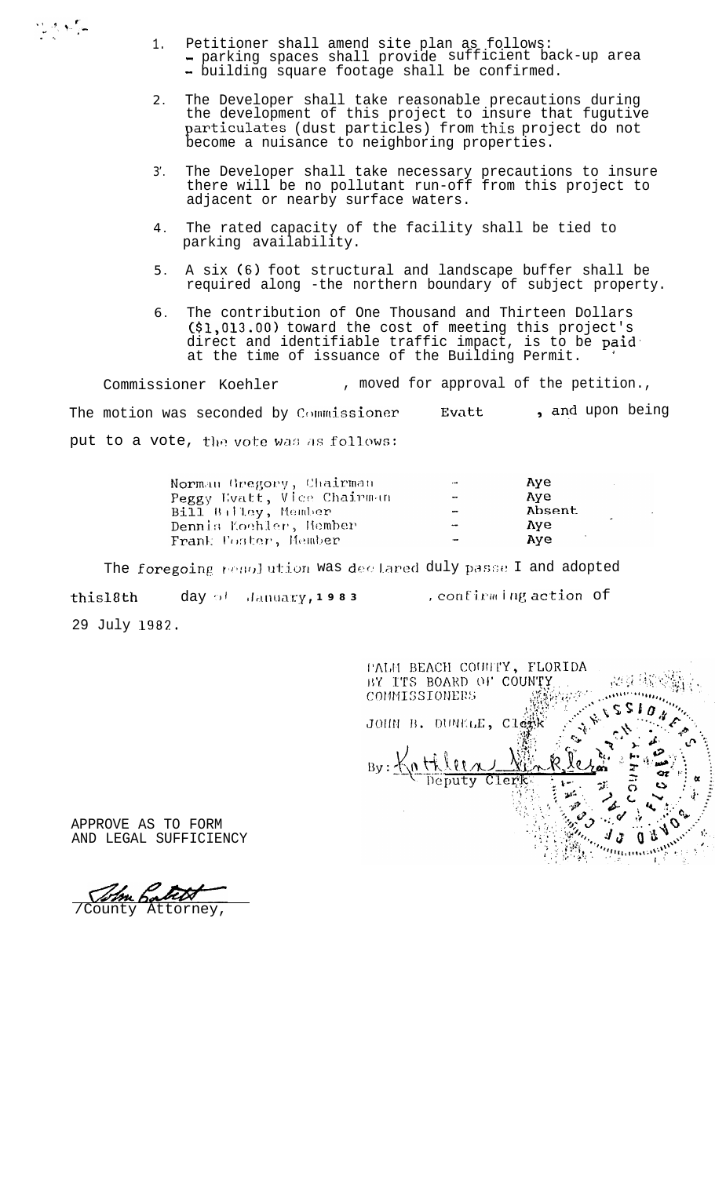1. Petitioner shall amend site plan as follows:
   - parking spaces shall provide sufficient back-up area
   - building square footage shall be confirmed.

2. The Developer shall take reasonable precautions during the development of this project to insure that fugutive particulates (dust particles) from this project do not become a nuisance to neighboring properties.

3. The Developer shall take necessary precautions to insure there will be no pollutant run-off from this project to adjacent or nearby surface waters.

4. The rated capacity of the facility shall be tied to parking availability.

5. A six (6) foot structural and landscape buffer shall be required along -the northern boundary of subject property.

6. The contribution of One Thousand and Thirteen Dollars ($1,013.00) toward the cost of meeting this project's direct and identifiable traffic impact, is to be paid at the time of issuance of the Building Permit.

Commissioner Koehler, moved for approval of the petition., The motion was seconded by Commissioner Evatt, and upon being put to a vote, the vote was as follows:

| | | |
|---|---|---|
| Norman Gregory, Chairman | - | Aye |
| Peggy Evatt, Vice Chairman | - | Aye |
| Bill Bailey, Member | - | Absent |
| Dennis Koehler, Member | - | Aye |
| Frank Foster, Member | - | Aye |

The foregoing resolution was declared duly passed and adopted this 18th day of January, 1983, confirming action of 29 July 1982.

PALM BEACH COUNTY, FLORIDA
BY ITS BOARD OF COUNTY
COMMISSIONERS

JOHN B. DUNKLE, Clerk

By: Kathleen Winkler
Deputy Clerk

APPROVE AS TO FORM
AND LEGAL SUFFICIENCY

/County Attorney,